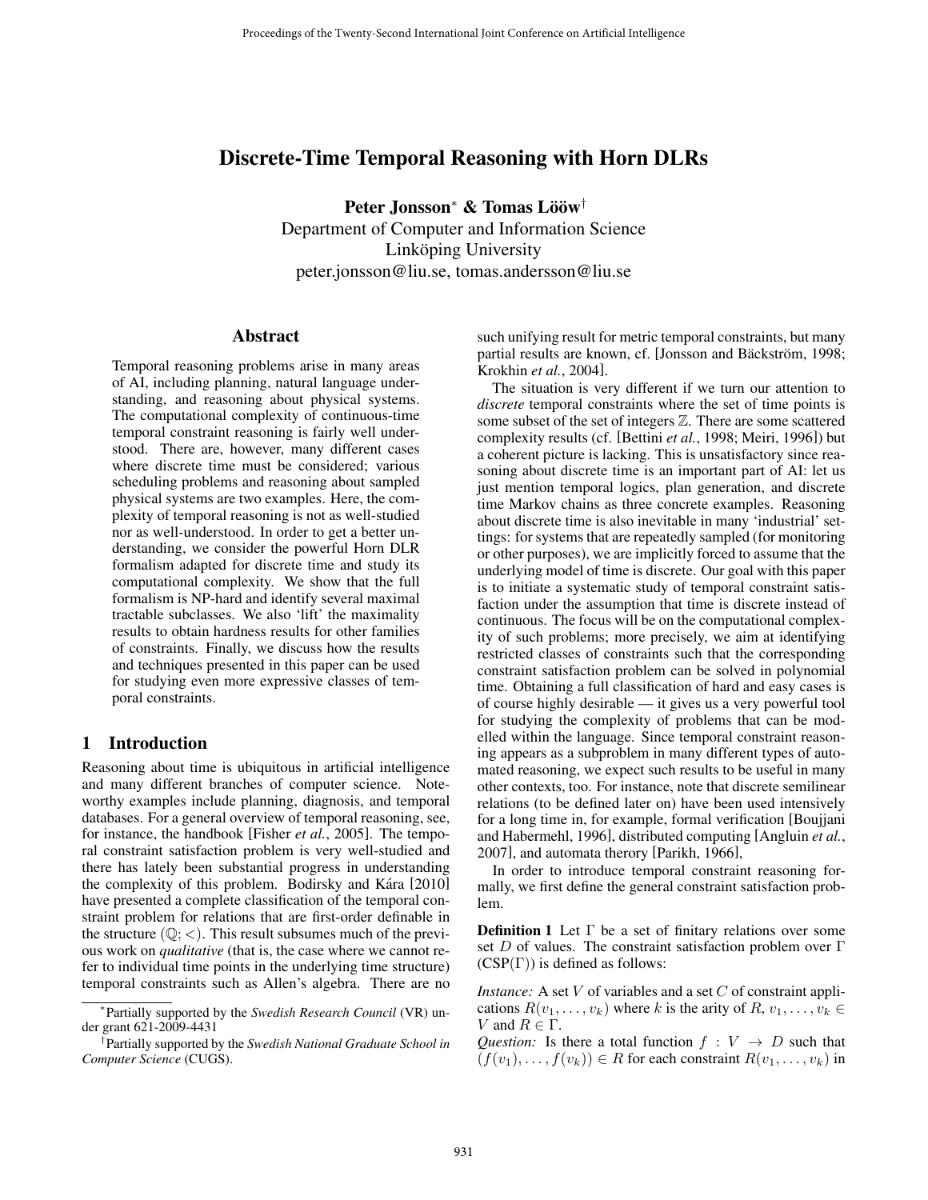# Discrete-Time Temporal Reasoning with Horn DLRs

**Peter Jonsson*** **& Tomas Lööw**†
Department of Computer and Information Science
Linköping University
peter.jonsson@liu.se, tomas.andersson@liu.se

## Abstract

Temporal reasoning problems arise in many areas of AI, including planning, natural language understanding, and reasoning about physical systems. The computational complexity of continuous-time temporal constraint reasoning is fairly well understood. There are, however, many different cases where discrete time must be considered; various scheduling problems and reasoning about sampled physical systems are two examples. Here, the complexity of temporal reasoning is not as well-studied nor as well-understood. In order to get a better understanding, we consider the powerful Horn DLR formalism adapted for discrete time and study its computational complexity. We show that the full formalism is NP-hard and identify several maximal tractable subclasses. We also 'lift' the maximality results to obtain hardness results for other families of constraints. Finally, we discuss how the results and techniques presented in this paper can be used for studying even more expressive classes of temporal constraints.

## 1 Introduction

Reasoning about time is ubiquitous in artificial intelligence and many different branches of computer science. Noteworthy examples include planning, diagnosis, and temporal databases. For a general overview of temporal reasoning, see, for instance, the handbook [Fisher *et al.*, 2005]. The temporal constraint satisfaction problem is very well-studied and there has lately been substantial progress in understanding the complexity of this problem. Bodirsky and Kára [2010] have presented a complete classification of the temporal constraint problem for relations that are first-order definable in the structure $(\mathbb{Q}; <)$. This result subsumes much of the previous work on *qualitative* (that is, the case where we cannot refer to individual time points in the underlying time structure) temporal constraints such as Allen's algebra. There are no such unifying result for metric temporal constraints, but many partial results are known, cf. [Jonsson and Bäckström, 1998; Krokhin *et al.*, 2004].

The situation is very different if we turn our attention to *discrete* temporal constraints where the set of time points is some subset of the set of integers $\mathbb{Z}$. There are some scattered complexity results (cf. [Bettini *et al.*, 1998; Meiri, 1996]) but a coherent picture is lacking. This is unsatisfactory since reasoning about discrete time is an important part of AI: let us just mention temporal logics, plan generation, and discrete time Markov chains as three concrete examples. Reasoning about discrete time is also inevitable in many 'industrial' settings: for systems that are repeatedly sampled (for monitoring or other purposes), we are implicitly forced to assume that the underlying model of time is discrete. Our goal with this paper is to initiate a systematic study of temporal constraint satisfaction under the assumption that time is discrete instead of continuous. The focus will be on the computational complexity of such problems; more precisely, we aim at identifying restricted classes of constraints such that the corresponding constraint satisfaction problem can be solved in polynomial time. Obtaining a full classification of hard and easy cases is of course highly desirable — it gives us a very powerful tool for studying the complexity of problems that can be modelled within the language. Since temporal constraint reasoning appears as a subproblem in many different types of automated reasoning, we expect such results to be useful in many other contexts, too. For instance, note that discrete semilinear relations (to be defined later on) have been used intensively for a long time in, for example, formal verification [Boujjani and Habermehl, 1996], distributed computing [Angluin *et al.*, 2007], and automata therory [Parikh, 1966],

In order to introduce temporal constraint reasoning formally, we first define the general constraint satisfaction problem.

**Definition 1** Let $\Gamma$ be a set of finitary relations over some set $D$ of values. The constraint satisfaction problem over $\Gamma$ (CSP($\Gamma$)) is defined as follows:

*Instance:* A set $V$ of variables and a set $C$ of constraint applications $R(v_1, \ldots, v_k)$ where $k$ is the arity of $R$, $v_1, \ldots, v_k \in V$ and $R \in \Gamma$.

*Question:* Is there a total function $f : V \to D$ such that $(f(v_1), \ldots, f(v_k)) \in R$ for each constraint $R(v_1, \ldots, v_k)$ in

---

*Partially supported by the *Swedish Research Council* (VR) under grant 621-2009-4431

†Partially supported by the *Swedish National Graduate School in Computer Science* (CUGS).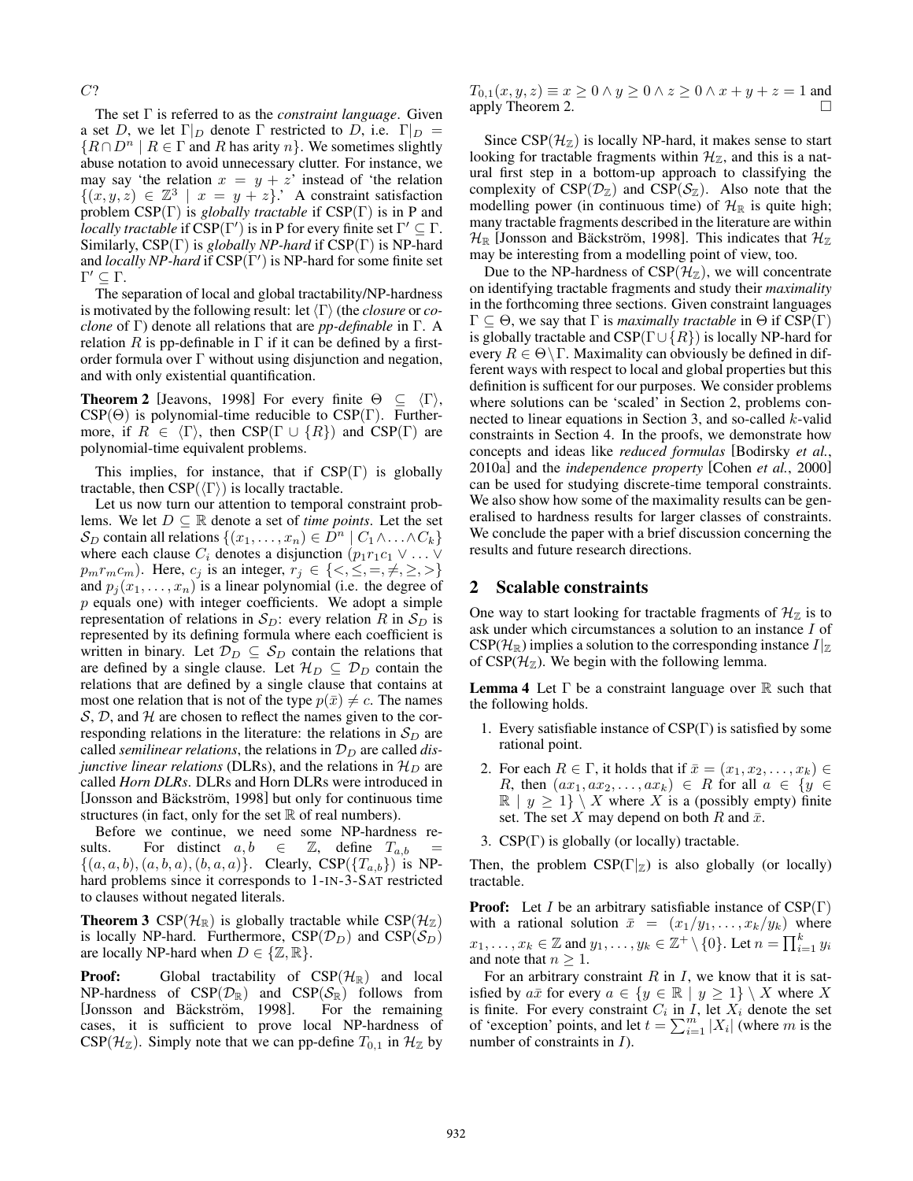$C$?

The set $\Gamma$ is referred to as the *constraint language*. Given a set $D$, we let $\Gamma|_D$ denote $\Gamma$ restricted to $D$, i.e. $\Gamma|_D = \{R \cap D^n \mid R \in \Gamma$ and $R$ has arity $n\}$. We sometimes slightly abuse notation to avoid unnecessary clutter. For instance, we may say 'the relation $x = y + z$' instead of 'the relation $\{(x, y, z) \in \mathbb{Z}^3 \mid x = y + z\}$.' A constraint satisfaction problem CSP($\Gamma$) is *globally tractable* if CSP($\Gamma$) is in P and *locally tractable* if CSP($\Gamma'$) is in P for every finite set $\Gamma' \subseteq \Gamma$. Similarly, CSP($\Gamma$) is *globally NP-hard* if CSP($\Gamma$) is NP-hard and *locally NP-hard* if CSP($\Gamma'$) is NP-hard for some finite set $\Gamma' \subseteq \Gamma$.

The separation of local and global tractability/NP-hardness is motivated by the following result: let $\langle \Gamma \rangle$ (the *closure* or *co-clone* of $\Gamma$) denote all relations that are *pp-definable* in $\Gamma$. A relation $R$ is pp-definable in $\Gamma$ if it can be defined by a first-order formula over $\Gamma$ without using disjunction and negation, and with only existential quantification.

**Theorem 2** [Jeavons, 1998] For every finite $\Theta \subseteq \langle \Gamma \rangle$, CSP($\Theta$) is polynomial-time reducible to CSP($\Gamma$). Furthermore, if $R \in \langle \Gamma \rangle$, then CSP($\Gamma \cup \{R\}$) and CSP($\Gamma$) are polynomial-time equivalent problems.

This implies, for instance, that if CSP($\Gamma$) is globally tractable, then CSP($\langle \Gamma \rangle$) is locally tractable.

Let us now turn our attention to temporal constraint problems. We let $D \subseteq \mathbb{R}$ denote a set of *time points*. Let the set $\mathcal{S}_D$ contain all relations $\{(x_1, \ldots, x_n) \in D^n \mid C_1 \wedge \ldots \wedge C_k\}$ where each clause $C_i$ denotes a disjunction $(p_1 r_1 c_1 \vee \ldots \vee p_m r_m c_m)$. Here, $c_j$ is an integer, $r_j \in \{<, \leq, =, \neq, \geq, >\}$ and $p_j(x_1, \ldots, x_n)$ is a linear polynomial (i.e. the degree of $p$ equals one) with integer coefficients. We adopt a simple representation of relations in $\mathcal{S}_D$: every relation $R$ in $\mathcal{S}_D$ is represented by its defining formula where each coefficient is written in binary. Let $\mathcal{D}_D \subseteq \mathcal{S}_D$ contain the relations that are defined by a single clause. Let $\mathcal{H}_D \subseteq \mathcal{D}_D$ contain the relations that are defined by a single clause that contains at most one relation that is not of the type $p(\bar{x}) \neq c$. The names $\mathcal{S}$, $\mathcal{D}$, and $\mathcal{H}$ are chosen to reflect the names given to the corresponding relations in the literature: the relations in $\mathcal{S}_D$ are called *semilinear relations*, the relations in $\mathcal{D}_D$ are called *disjunctive linear relations* (DLRs), and the relations in $\mathcal{H}_D$ are called ***Horn** DLRs*. DLRs and Horn DLRs were introduced in [Jonsson and Bäckström, 1998] but only for continuous time structures (in fact, only for the set $\mathbb{R}$ of real numbers).

Before we continue, we need some NP-hardness results. For distinct $a, b \in \mathbb{Z}$, define $T_{a,b} = \{(a, a, b), (a, b, a), (b, a, a)\}$. Clearly, CSP($\{T_{a,b}\}$) is NP-hard problems since it corresponds to 1-IN-3-SAT restricted to clauses without negated literals.

**Theorem 3** CSP($\mathcal{H}_{\mathbb{R}}$) is globally tractable while CSP($\mathcal{H}_{\mathbb{Z}}$) is locally NP-hard. Furthermore, CSP($\mathcal{D}_D$) and CSP($\mathcal{S}_D$) are locally NP-hard when $D \in \{\mathbb{Z}, \mathbb{R}\}$.

**Proof:** Global tractability of CSP($\mathcal{H}_{\mathbb{R}}$) and local NP-hardness of CSP($\mathcal{D}_{\mathbb{R}}$) and CSP($\mathcal{S}_{\mathbb{R}}$) follows from [Jonsson and Bäckström, 1998]. For the remaining cases, it is sufficient to prove local NP-hardness of CSP($\mathcal{H}_{\mathbb{Z}}$). Simply note that we can pp-define $T_{0,1}$ in $\mathcal{H}_{\mathbb{Z}}$ by $T_{0,1}(x, y, z) \equiv x \geq 0 \wedge y \geq 0 \wedge z \geq 0 \wedge x + y + z = 1$ and apply Theorem 2. $\square$

Since CSP($\mathcal{H}_{\mathbb{Z}}$) is locally NP-hard, it makes sense to start looking for tractable fragments within $\mathcal{H}_{\mathbb{Z}}$, and this is a natural first step in a bottom-up approach to classifying the complexity of CSP($\mathcal{D}_{\mathbb{Z}}$) and CSP($\mathcal{S}_{\mathbb{Z}}$). Also note that the modelling power (in continuous time) of $\mathcal{H}_{\mathbb{R}}$ is quite high; many tractable fragments described in the literature are within $\mathcal{H}_{\mathbb{R}}$ [Jonsson and Bäckström, 1998]. This indicates that $\mathcal{H}_{\mathbb{Z}}$ may be interesting from a modelling point of view, too.

Due to the NP-hardness of CSP($\mathcal{H}_{\mathbb{Z}}$), we will concentrate on identifying tractable fragments and study their *maximality* in the forthcoming three sections. Given constraint languages $\Gamma \subseteq \Theta$, we say that $\Gamma$ is *maximally tractable* in $\Theta$ if CSP($\Gamma$) is globally tractable and CSP($\Gamma \cup \{R\}$) is locally NP-hard for every $R \in \Theta \setminus \Gamma$. Maximality can obviously be defined in different ways with respect to local and global properties but this definition is sufficent for our purposes. We consider problems where solutions can be 'scaled' in Section 2, problems connected to linear equations in Section 3, and so-called $k$-valid constraints in Section 4. In the proofs, we demonstrate how concepts and ideas like *reduced formulas* [Bodirsky *et al.*, 2010a] and the *independence property* [Cohen *et al.*, 2000] can be used for studying discrete-time temporal constraints. We also show how some of the maximality results can be generalised to hardness results for larger classes of constraints. We conclude the paper with a brief discussion concerning the results and future research directions.

## 2 Scalable constraints

One way to start looking for tractable fragments of $\mathcal{H}_{\mathbb{Z}}$ is to ask under which circumstances a solution to an instance $I$ of CSP($\mathcal{H}_{\mathbb{R}}$) implies a solution to the corresponding instance $I|_{\mathbb{Z}}$ of CSP($\mathcal{H}_{\mathbb{Z}}$). We begin with the following lemma.

**Lemma 4** Let $\Gamma$ be a constraint language over $\mathbb{R}$ such that the following holds.

1. Every satisfiable instance of CSP($\Gamma$) is satisfied by some rational point.
2. For each $R \in \Gamma$, it holds that if $\bar{x} = (x_1, x_2, \ldots, x_k) \in R$, then $(ax_1, ax_2, \ldots, ax_k) \in R$ for all $a \in \{y \in \mathbb{R} \mid y \geq 1\} \setminus X$ where $X$ is a (possibly empty) finite set. The set $X$ may depend on both $R$ and $\bar{x}$.
3. CSP($\Gamma$) is globally (or locally) tractable.

Then, the problem CSP($\Gamma|_{\mathbb{Z}}$) is also globally (or locally) tractable.

**Proof:** Let $I$ be an arbitrary satisfiable instance of CSP($\Gamma$) with a rational solution $\bar{x} = (x_1/y_1, \ldots, x_k/y_k)$ where $x_1, \ldots, x_k \in \mathbb{Z}$ and $y_1, \ldots, y_k \in \mathbb{Z}^+ \setminus \{0\}$. Let $n = \prod_{i=1}^{k} y_i$ and note that $n \geq 1$.

For an arbitrary constraint $R$ in $I$, we know that it is satisfied by $a\bar{x}$ for every $a \in \{y \in \mathbb{R} \mid y \geq 1\} \setminus X$ where $X$ is finite. For every constraint $C_i$ in $I$, let $X_i$ denote the set of 'exception' points, and let $t = \sum_{i=1}^{m} |X_i|$ (where $m$ is the number of constraints in $I$).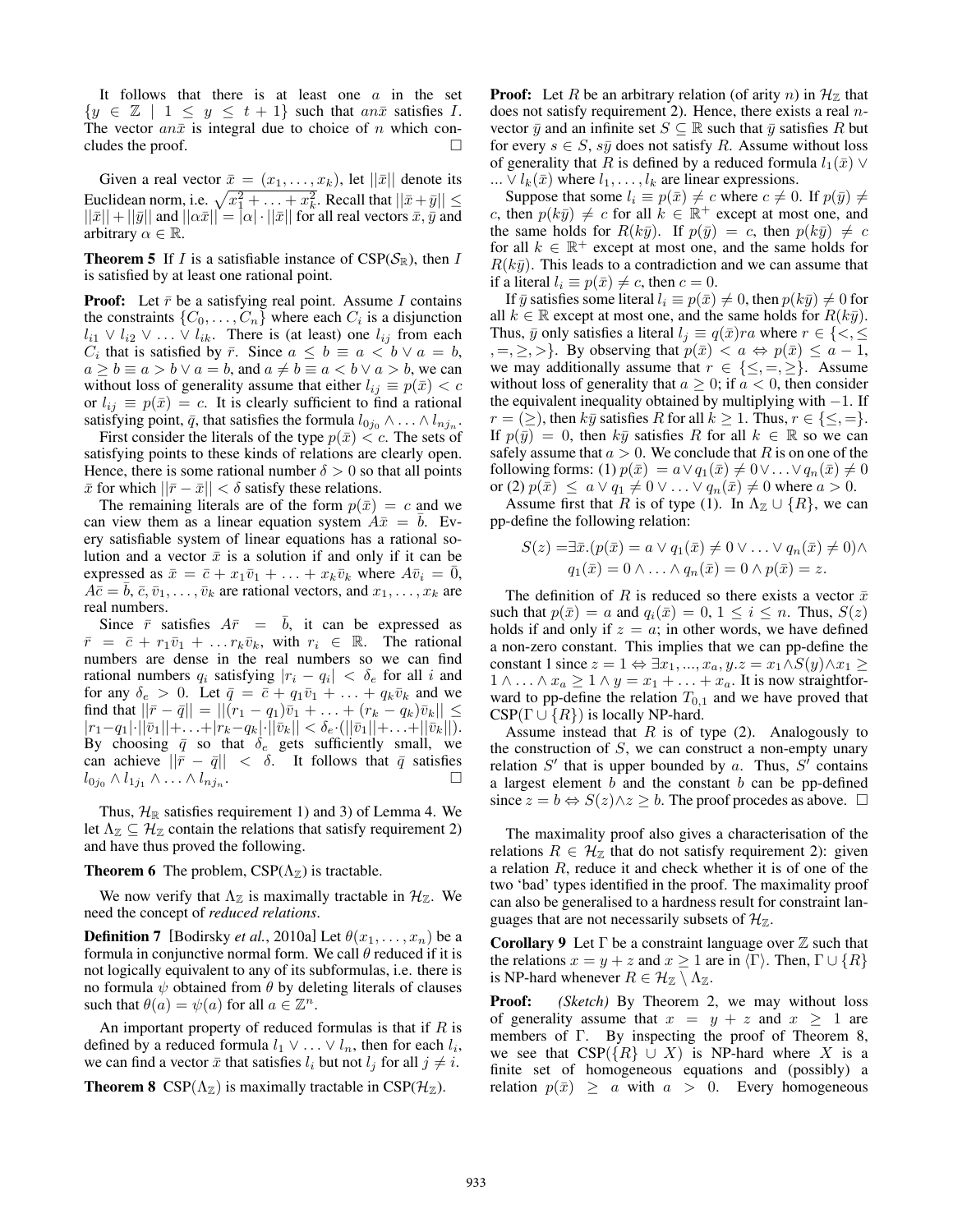It follows that there is at least one $a$ in the set $\{y \in \mathbb{Z} \mid 1 \leq y \leq t+1\}$ such that $an\bar{x}$ satisfies $I$. The vector $an\bar{x}$ is integral due to choice of $n$ which concludes the proof. $\square$

Given a real vector $\bar{x} = (x_1, \ldots, x_k)$, let $||\bar{x}||$ denote its Euclidean norm, i.e. $\sqrt{x_1^2 + \ldots + x_k^2}$. Recall that $||\bar{x}+\bar{y}|| \leq ||\bar{x}|| + ||\bar{y}||$ and $||\alpha\bar{x}|| = |\alpha| \cdot ||\bar{x}||$ for all real vectors $\bar{x}, \bar{y}$ and arbitrary $\alpha \in \mathbb{R}$.

**Theorem 5** If $I$ is a satisfiable instance of CSP($\mathcal{S}_\mathbb{R}$), then $I$ is satisfied by at least one rational point.

**Proof:** Let $\bar{r}$ be a satisfying real point. Assume $I$ contains the constraints $\{C_0, \ldots, C_n\}$ where each $C_i$ is a disjunction $l_{i1} \vee l_{i2} \vee \ldots \vee l_{ik}$. There is (at least) one $l_{ij}$ from each $C_i$ that is satisfied by $\bar{r}$. Since $a \leq b \equiv a < b \vee a = b$, $a \geq b \equiv a > b \vee a = b$, and $a \neq b \equiv a < b \vee a > b$, we can without loss of generality assume that either $l_{ij} \equiv p(\bar{x}) < c$ or $l_{ij} \equiv p(\bar{x}) = c$. It is clearly sufficient to find a rational satisfying point, $\bar{q}$, that satisfies the formula $l_{0j_0} \wedge \ldots \wedge l_{nj_n}$.

First consider the literals of the type $p(\bar{x}) < c$. The sets of satisfying points to these kinds of relations are clearly open. Hence, there is some rational number $\delta > 0$ so that all points $\bar{x}$ for which $||\bar{r} - \bar{x}|| < \delta$ satisfy these relations.

The remaining literals are of the form $p(\bar{x}) = c$ and we can view them as a linear equation system $A\bar{x} = \bar{b}$. Every satisfiable system of linear equations has a rational solution and a vector $\bar{x}$ is a solution if and only if it can be expressed as $\bar{x} = \bar{c} + x_1\bar{v}_1 + \ldots + x_k\bar{v}_k$ where $A\bar{v}_i = \bar{0}$, $A\bar{c} = \bar{b}$, $\bar{c}, \bar{v}_1, \ldots, \bar{v}_k$ are rational vectors, and $x_1, \ldots, x_k$ are real numbers.

Since $\bar{r}$ satisfies $A\bar{r} = \bar{b}$, it can be expressed as $\bar{r} = \bar{c} + r_1\bar{v}_1 + \ldots r_k\bar{v}_k$, with $r_i \in \mathbb{R}$. The rational numbers are dense in the real numbers so we can find rational numbers $q_i$ satisfying $|r_i - q_i| < \delta_e$ for all $i$ and for any $\delta_e > 0$. Let $\bar{q} = \bar{c} + q_1\bar{v}_1 + \ldots + q_k\bar{v}_k$ and we find that $||\bar{r} - \bar{q}|| = ||(r_1 - q_1)\bar{v}_1 + \ldots + (r_k - q_k)\bar{v}_k|| \leq |r_1 - q_1| \cdot ||\bar{v}_1|| + \ldots + |r_k - q_k| \cdot ||\bar{v}_k|| < \delta_e \cdot (||\bar{v}_1|| + \ldots + ||\bar{v}_k||)$. By choosing $\bar{q}$ so that $\delta_e$ gets sufficiently small, we can achieve $||\bar{r} - \bar{q}|| < \delta$. It follows that $\bar{q}$ satisfies $l_{0j_0} \wedge l_{1j_1} \wedge \ldots \wedge l_{nj_n}$. $\square$

Thus, $\mathcal{H}_\mathbb{R}$ satisfies requirement 1) and 3) of Lemma 4. We let $\Lambda_\mathbb{Z} \subseteq \mathcal{H}_\mathbb{Z}$ contain the relations that satisfy requirement 2) and have thus proved the following.

**Theorem 6** The problem, CSP($\Lambda_\mathbb{Z}$) is tractable.

We now verify that $\Lambda_\mathbb{Z}$ is maximally tractable in $\mathcal{H}_\mathbb{Z}$. We need the concept of *reduced relations*.

**Definition 7** [Bodirsky *et al.*, 2010a] Let $\theta(x_1, \ldots, x_n)$ be a formula in conjunctive normal form. We call $\theta$ reduced if it is not logically equivalent to any of its subformulas, i.e. there is no formula $\psi$ obtained from $\theta$ by deleting literals of clauses such that $\theta(a) = \psi(a)$ for all $a \in \mathbb{Z}^n$.

An important property of reduced formulas is that if $R$ is defined by a reduced formula $l_1 \vee \ldots \vee l_n$, then for each $l_i$, we can find a vector $\bar{x}$ that satisfies $l_i$ but not $l_j$ for all $j \neq i$.

**Theorem 8** CSP($\Lambda_\mathbb{Z}$) is maximally tractable in CSP($\mathcal{H}_\mathbb{Z}$).

**Proof:** Let $R$ be an arbitrary relation (of arity $n$) in $\mathcal{H}_\mathbb{Z}$ that does not satisfy requirement 2). Hence, there exists a real $n$-vector $\bar{y}$ and an infinite set $S \subseteq \mathbb{R}$ such that $\bar{y}$ satisfies $R$ but for every $s \in S$, $s\bar{y}$ does not satisfy $R$. Assume without loss of generality that $R$ is defined by a reduced formula $l_1(\bar{x}) \vee \ldots \vee l_k(\bar{x})$ where $l_1, \ldots, l_k$ are linear expressions.

Suppose that some $l_i \equiv p(\bar{x}) \neq c$ where $c \neq 0$. If $p(\bar{y}) \neq c$, then $p(k\bar{y}) \neq c$ for all $k \in \mathbb{R}^+$ except at most one, and the same holds for $R(k\bar{y})$. If $p(\bar{y}) = c$, then $p(k\bar{y}) \neq c$ for all $k \in \mathbb{R}^+$ except at most one, and the same holds for $R(k\bar{y})$. This leads to a contradiction and we can assume that if a literal $l_i \equiv p(\bar{x}) \neq c$, then $c = 0$.

If $\bar{y}$ satisfies some literal $l_i \equiv p(\bar{x}) \neq 0$, then $p(k\bar{y}) \neq 0$ for all $k \in \mathbb{R}$ except at most one, and the same holds for $R(k\bar{y})$. Thus, $\bar{y}$ only satisfies a literal $l_j \equiv q(\bar{x})ra$ where $r \in \{<, \leq, =, \geq, >\}$. By observing that $p(\bar{x}) < a \Leftrightarrow p(\bar{x}) \leq a - 1$, we may additionally assume that $r \in \{\leq, =, \geq\}$. Assume without loss of generality that $a \geq 0$; if $a < 0$, then consider the equivalent inequality obtained by multiplying with $-1$. If $r = (\geq)$, then $k\bar{y}$ satisfies $R$ for all $k \geq 1$. Thus, $r \in \{\leq, =\}$. If $p(\bar{y}) = 0$, then $k\bar{y}$ satisfies $R$ for all $k \in \mathbb{R}$ so we can safely assume that $a > 0$. We conclude that $R$ is on one of the following forms: (1) $p(\bar{x}) = a \vee q_1(\bar{x}) \neq 0 \vee \ldots \vee q_n(\bar{x}) \neq 0$ or (2) $p(\bar{x}) \leq a \vee q_1 \neq 0 \vee \ldots \vee q_n(\bar{x}) \neq 0$ where $a > 0$.

Assume first that $R$ is of type (1). In $\Lambda_\mathbb{Z} \cup \{R\}$, we can pp-define the following relation:

$$S(z) = \exists\bar{x}.(p(\bar{x}) = a \vee q_1(\bar{x}) \neq 0 \vee \ldots \vee q_n(\bar{x}) \neq 0) \wedge q_1(\bar{x}) = 0 \wedge \ldots \wedge q_n(\bar{x}) = 0 \wedge p(\bar{x}) = z.$$

The definition of $R$ is reduced so there exists a vector $\bar{x}$ such that $p(\bar{x}) = a$ and $q_i(\bar{x}) = 0$, $1 \leq i \leq n$. Thus, $S(z)$ holds if and only if $z = a$; in other words, we have defined a non-zero constant. This implies that we can pp-define the constant 1 since $z = 1 \Leftrightarrow \exists x_1, ..., x_a, y.z = x_1 \wedge S(y) \wedge x_1 \geq 1 \wedge \ldots \wedge x_a \geq 1 \wedge y = x_1 + \ldots + x_a$. It is now straightforward to pp-define the relation $T_{0,1}$ and we have proved that CSP($\Gamma \cup \{R\}$) is locally NP-hard.

Assume instead that $R$ is of type (2). Analogously to the construction of $S$, we can construct a non-empty unary relation $S'$ that is upper bounded by $a$. Thus, $S'$ contains a largest element $b$ and the constant $b$ can be pp-defined since $z = b \Leftrightarrow S(z) \wedge z \geq b$. The proof procedes as above. $\square$

The maximality proof also gives a characterisation of the relations $R \in \mathcal{H}_\mathbb{Z}$ that do not satisfy requirement 2): given a relation $R$, reduce it and check whether it is of one of the two 'bad' types identified in the proof. The maximality proof can also be generalised to a hardness result for constraint languages that are not necessarily subsets of $\mathcal{H}_\mathbb{Z}$.

**Corollary 9** Let $\Gamma$ be a constraint language over $\mathbb{Z}$ such that the relations $x = y + z$ and $x \geq 1$ are in $\langle\Gamma\rangle$. Then, $\Gamma \cup \{R\}$ is NP-hard whenever $R \in \mathcal{H}_\mathbb{Z} \setminus \Lambda_\mathbb{Z}$.

**Proof:** *(Sketch)* By Theorem 2, we may without loss of generality assume that $x = y + z$ and $x \geq 1$ are members of $\Gamma$. By inspecting the proof of Theorem 8, we see that CSP($\{R\} \cup X$) is NP-hard where $X$ is a finite set of homogeneous equations and (possibly) a relation $p(\bar{x}) \geq a$ with $a > 0$. Every homogeneous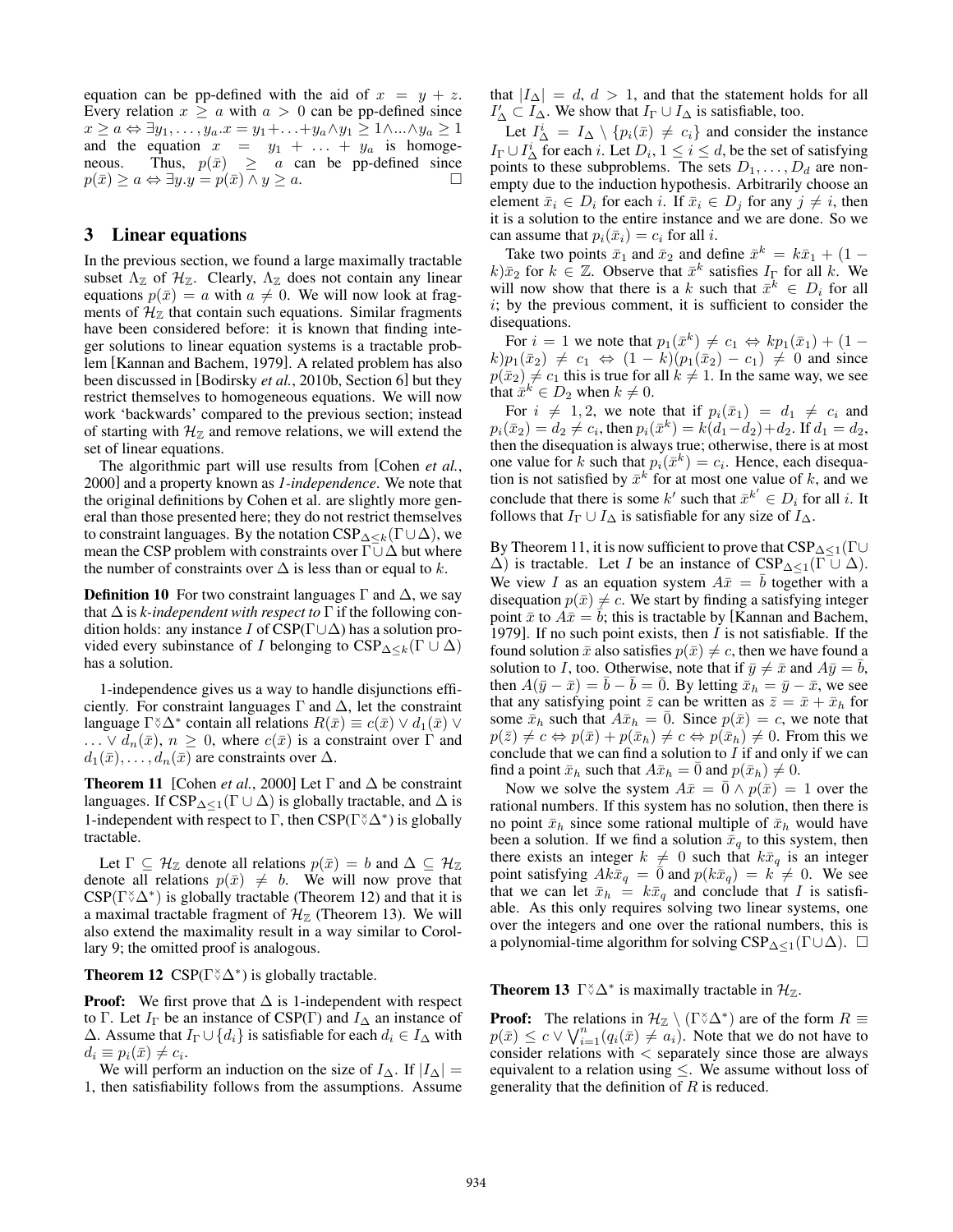equation can be pp-defined with the aid of $x = y + z$. Every relation $x \geq a$ with $a > 0$ can be pp-defined since $x \geq a \Leftrightarrow \exists y_1, \ldots, y_a . x = y_1 + \ldots + y_a \wedge y_1 \geq 1 \wedge \ldots \wedge y_a \geq 1$ and the equation $x = y_1 + \ldots + y_a$ is homogeneous. Thus, $p(\bar{x}) \geq a$ can be pp-defined since $p(\bar{x}) \geq a \Leftrightarrow \exists y . y = p(\bar{x}) \wedge y \geq a$. $\square$

## 3 Linear equations

In the previous section, we found a large maximally tractable subset $\Lambda_{\mathbb{Z}}$ of $\mathcal{H}_{\mathbb{Z}}$. Clearly, $\Lambda_{\mathbb{Z}}$ does not contain any linear equations $p(\bar{x}) = a$ with $a \neq 0$. We will now look at fragments of $\mathcal{H}_{\mathbb{Z}}$ that contain such equations. Similar fragments have been considered before: it is known that finding integer solutions to linear equation systems is a tractable problem [Kannan and Bachem, 1979]. A related problem has also been discussed in [Bodirsky *et al.*, 2010b, Section 6] but they restrict themselves to homogeneous equations. We will now work 'backwards' compared to the previous section; instead of starting with $\mathcal{H}_{\mathbb{Z}}$ and remove relations, we will extend the set of linear equations.

The algorithmic part will use results from [Cohen *et al.*, 2000] and a property known as *1-independence*. We note that the original definitions by Cohen et al. are slightly more general than those presented here; they do not restrict themselves to constraint languages. By the notation $\text{CSP}_{\Delta \leq k}(\Gamma \cup \Delta)$, we mean the CSP problem with constraints over $\Gamma \cup \Delta$ but where the number of constraints over $\Delta$ is less than or equal to $k$.

**Definition 10** For two constraint languages $\Gamma$ and $\Delta$, we say that $\Delta$ is *k-independent with respect to* $\Gamma$ if the following condition holds: any instance $I$ of $\text{CSP}(\Gamma \cup \Delta)$ has a solution provided every subinstance of $I$ belonging to $\text{CSP}_{\Delta \leq k}(\Gamma \cup \Delta)$ has a solution.

1-independence gives us a way to handle disjunctions efficiently. For constraint languages $\Gamma$ and $\Delta$, let the constraint language $\Gamma \between \Delta^*$ contain all relations $R(\bar{x}) \equiv c(\bar{x}) \vee d_1(\bar{x}) \vee \ldots \vee d_n(\bar{x})$, $n \geq 0$, where $c(\bar{x})$ is a constraint over $\Gamma$ and $d_1(\bar{x}), \ldots, d_n(\bar{x})$ are constraints over $\Delta$.

**Theorem 11** [Cohen *et al.*, 2000] Let $\Gamma$ and $\Delta$ be constraint languages. If $\text{CSP}_{\Delta \leq 1}(\Gamma \cup \Delta)$ is globally tractable, and $\Delta$ is 1-independent with respect to $\Gamma$, then $\text{CSP}(\Gamma \between \Delta^*)$ is globally tractable.

Let $\Gamma \subseteq \mathcal{H}_{\mathbb{Z}}$ denote all relations $p(\bar{x}) = b$ and $\Delta \subseteq \mathcal{H}_{\mathbb{Z}}$ denote all relations $p(\bar{x}) \neq b$. We will now prove that $\text{CSP}(\Gamma \between \Delta^*)$ is globally tractable (Theorem 12) and that it is a maximal tractable fragment of $\mathcal{H}_{\mathbb{Z}}$ (Theorem 13). We will also extend the maximality result in a way similar to Corollary 9; the omitted proof is analogous.

**Theorem 12** $\text{CSP}(\Gamma \between \Delta^*)$ is globally tractable.

**Proof:** We first prove that $\Delta$ is 1-independent with respect to $\Gamma$. Let $I_\Gamma$ be an instance of $\text{CSP}(\Gamma)$ and $I_\Delta$ an instance of $\Delta$. Assume that $I_\Gamma \cup \{d_i\}$ is satisfiable for each $d_i \in I_\Delta$ with $d_i \equiv p_i(\bar{x}) \neq c_i$.

We will perform an induction on the size of $I_\Delta$. If $|I_\Delta| = 1$, then satisfiability follows from the assumptions. Assume that $|I_\Delta| = d$, $d > 1$, and that the statement holds for all $I'_\Delta \subset I_\Delta$. We show that $I_\Gamma \cup I_\Delta$ is satisfiable, too.

Let $I^i_\Delta = I_\Delta \setminus \{p_i(\bar{x}) \neq c_i\}$ and consider the instance $I_\Gamma \cup I^i_\Delta$ for each $i$. Let $D_i$, $1 \leq i \leq d$, be the set of satisfying points to these subproblems. The sets $D_1, \ldots, D_d$ are nonempty due to the induction hypothesis. Arbitrarily choose an element $\bar{x}_i \in D_i$ for each $i$. If $\bar{x}_i \in D_j$ for any $j \neq i$, then it is a solution to the entire instance and we are done. So we can assume that $p_i(\bar{x}_i) = c_i$ for all $i$.

Take two points $\bar{x}_1$ and $\bar{x}_2$ and define $\bar{x}^k = k\bar{x}_1 + (1 - k)\bar{x}_2$ for $k \in \mathbb{Z}$. Observe that $\bar{x}^k$ satisfies $I_\Gamma$ for all $k$. We will now show that there is a $k$ such that $\bar{x}^k \in D_i$ for all $i$; by the previous comment, it is sufficient to consider the disequations.

For $i = 1$ we note that $p_1(\bar{x}^k) \neq c_1 \Leftrightarrow kp_1(\bar{x}_1) + (1 - k)p_1(\bar{x}_2) \neq c_1 \Leftrightarrow (1 - k)(p_1(\bar{x}_2) - c_1) \neq 0$ and since $p(\bar{x}_2) \neq c_1$ this is true for all $k \neq 1$. In the same way, we see that $\bar{x}^k \in D_2$ when $k \neq 0$.

For $i \neq 1, 2$, we note that if $p_i(\bar{x}_1) = d_1 \neq c_i$ and $p_i(\bar{x}_2) = d_2 \neq c_i$, then $p_i(\bar{x}^k) = k(d_1 - d_2) + d_2$. If $d_1 = d_2$, then the disequation is always true; otherwise, there is at most one value for $k$ such that $p_i(\bar{x}^k) = c_i$. Hence, each disequation is not satisfied by $\bar{x}^k$ for at most one value of $k$, and we conclude that there is some $k'$ such that $\bar{x}^{k'} \in D_i$ for all $i$. It follows that $I_\Gamma \cup I_\Delta$ is satisfiable for any size of $I_\Delta$.

By Theorem 11, it is now sufficient to prove that $\text{CSP}_{\Delta \leq 1}(\Gamma \cup \Delta)$ is tractable. Let $I$ be an instance of $\text{CSP}_{\Delta \leq 1}(\Gamma \cup \Delta)$. We view $I$ as an equation system $A\bar{x} = \bar{b}$ together with a disequation $p(\bar{x}) \neq c$. We start by finding a satisfying integer point $\bar{x}$ to $A\bar{x} = \bar{b}$; this is tractable by [Kannan and Bachem, 1979]. If no such point exists, then $I$ is not satisfiable. If the found solution $\bar{x}$ also satisfies $p(\bar{x}) \neq c$, then we have found a solution to $I$, too. Otherwise, note that if $\bar{y} \neq \bar{x}$ and $A\bar{y} = \bar{b}$, then $A(\bar{y} - \bar{x}) = \bar{b} - \bar{b} = \bar{0}$. By letting $\bar{x}_h = \bar{y} - \bar{x}$, we see that any satisfying point $\bar{z}$ can be written as $\bar{z} = \bar{x} + \bar{x}_h$ for some $\bar{x}_h$ such that $A\bar{x}_h = \bar{0}$. Since $p(\bar{x}) = c$, we note that $p(\bar{z}) \neq c \Leftrightarrow p(\bar{x}) + p(\bar{x}_h) \neq c \Leftrightarrow p(\bar{x}_h) \neq 0$. From this we conclude that we can find a solution to $I$ if and only if we can find a point $\bar{x}_h$ such that $A\bar{x}_h = \bar{0}$ and $p(\bar{x}_h) \neq 0$.

Now we solve the system $A\bar{x} = \bar{0} \wedge p(\bar{x}) = 1$ over the rational numbers. If this system has no solution, then there is no point $\bar{x}_h$ since some rational multiple of $\bar{x}_h$ would have been a solution. If we find a solution $\bar{x}_q$ to this system, then there exists an integer $k \neq 0$ such that $k\bar{x}_q$ is an integer point satisfying $Ak\bar{x}_q = \bar{0}$ and $p(k\bar{x}_q) = k \neq 0$. We see that we can let $\bar{x}_h = k\bar{x}_q$ and conclude that $I$ is satisfiable. As this only requires solving two linear systems, one over the integers and one over the rational numbers, this is a polynomial-time algorithm for solving $\text{CSP}_{\Delta \leq 1}(\Gamma \cup \Delta)$. $\square$

**Theorem 13** $\Gamma \between \Delta^*$ is maximally tractable in $\mathcal{H}_{\mathbb{Z}}$.

**Proof:** The relations in $\mathcal{H}_{\mathbb{Z}} \setminus (\Gamma \between \Delta^*)$ are of the form $R \equiv p(\bar{x}) \leq c \vee \bigvee_{i=1}^{n} (q_i(\bar{x}) \neq a_i)$. Note that we do not have to consider relations with $<$ separately since those are always equivalent to a relation using $\leq$. We assume without loss of generality that the definition of $R$ is reduced.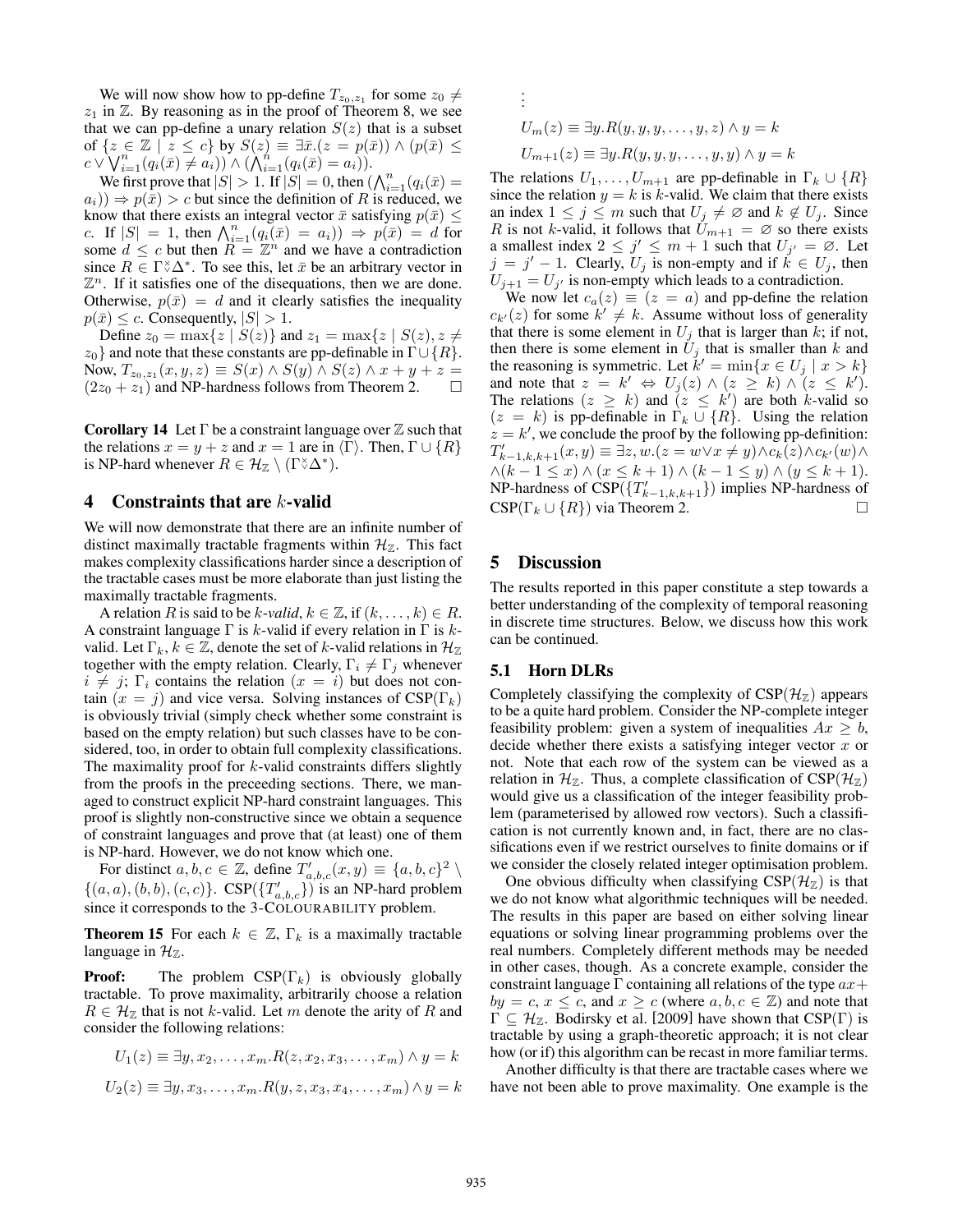We will now show how to pp-define $T_{z_0,z_1}$ for some $z_0 \neq z_1$ in $\mathbb{Z}$. By reasoning as in the proof of Theorem 8, we see that we can pp-define a unary relation $S(z)$ that is a subset of $\{z \in \mathbb{Z} \mid z \leq c\}$ by $S(z) \equiv \exists \bar{x}.(z = p(\bar{x})) \wedge (p(\bar{x}) \leq c \vee \bigvee_{i=1}^{n}(q_i(\bar{x}) \neq a_i)) \wedge (\bigwedge_{i=1}^{n}(q_i(\bar{x}) = a_i))$.

We first prove that $|S| > 1$. If $|S| = 0$, then $(\bigwedge_{i=1}^{n}(q_i(\bar{x}) = a_i)) \Rightarrow p(\bar{x}) > c$ but since the definition of $R$ is reduced, we know that there exists an integral vector $\bar{x}$ satisfying $p(\bar{x}) \leq c$. If $|S| = 1$, then $\bigwedge_{i=1}^{n}(q_i(\bar{x}) = a_i)) \Rightarrow p(\bar{x}) = d$ for some $d \leq c$ but then $R = \mathbb{Z}^n$ and we have a contradiction since $R \in \Gamma \between \Delta^*$. To see this, let $\bar{x}$ be an arbitrary vector in $\mathbb{Z}^n$. If it satisfies one of the disequations, then we are done. Otherwise, $p(\bar{x}) = d$ and it clearly satisfies the inequality $p(\bar{x}) \leq c$. Consequently, $|S| > 1$.

Define $z_0 = \max\{z \mid S(z)\}$ and $z_1 = \max\{z \mid S(z), z \neq z_0\}$ and note that these constants are pp-definable in $\Gamma \cup \{R\}$. Now, $T_{z_0,z_1}(x, y, z) \equiv S(x) \wedge S(y) \wedge S(z) \wedge x + y + z = (2z_0 + z_1)$ and NP-hardness follows from Theorem 2. $\square$

**Corollary 14** Let $\Gamma$ be a constraint language over $\mathbb{Z}$ such that the relations $x = y + z$ and $x = 1$ are in $\langle \Gamma \rangle$. Then, $\Gamma \cup \{R\}$ is NP-hard whenever $R \in \mathcal{H}_{\mathbb{Z}} \setminus (\Gamma \between \Delta^*)$.

## 4 Constraints that are $k$-valid

We will now demonstrate that there are an infinite number of distinct maximally tractable fragments within $\mathcal{H}_{\mathbb{Z}}$. This fact makes complexity classifications harder since a description of the tractable cases must be more elaborate than just listing the maximally tractable fragments.

A relation $R$ is said to be *k-valid*, $k \in \mathbb{Z}$, if $(k, \ldots, k) \in R$. A constraint language $\Gamma$ is $k$-valid if every relation in $\Gamma$ is $k$-valid. Let $\Gamma_k$, $k \in \mathbb{Z}$, denote the set of $k$-valid relations in $\mathcal{H}_{\mathbb{Z}}$ together with the empty relation. Clearly, $\Gamma_i \neq \Gamma_j$ whenever $i \neq j$; $\Gamma_i$ contains the relation $(x = i)$ but does not contain $(x = j)$ and vice versa. Solving instances of CSP$(\Gamma_k)$ is obviously trivial (simply check whether some constraint is based on the empty relation) but such classes have to be considered, too, in order to obtain full complexity classifications. The maximality proof for $k$-valid constraints differs slightly from the proofs in the preceeding sections. There, we managed to construct explicit NP-hard constraint languages. This proof is slightly non-constructive since we obtain a sequence of constraint languages and prove that (at least) one of them is NP-hard. However, we do not know which one.

For distinct $a, b, c \in \mathbb{Z}$, define $T'_{a,b,c}(x, y) \equiv \{a, b, c\}^2 \setminus \{(a, a), (b, b), (c, c)\}$. CSP$(\{T'_{a,b,c}\})$ is an NP-hard problem since it corresponds to the 3-COLOURABILITY problem.

**Theorem 15** For each $k \in \mathbb{Z}$, $\Gamma_k$ is a maximally tractable language in $\mathcal{H}_{\mathbb{Z}}$.

**Proof:** The problem CSP$(\Gamma_k)$ is obviously globally tractable. To prove maximality, arbitrarily choose a relation $R \in \mathcal{H}_{\mathbb{Z}}$ that is not $k$-valid. Let $m$ denote the arity of $R$ and consider the following relations:

$$U_1(z) \equiv \exists y, x_2, \ldots, x_m.R(z, x_2, x_3, \ldots, x_m) \wedge y = k$$

$$U_2(z) \equiv \exists y, x_3, \ldots, x_m.R(y, z, x_3, x_4, \ldots, x_m) \wedge y = k$$

$$\vdots$$

$$U_m(z) \equiv \exists y.R(y, y, y, \ldots, y, z) \wedge y = k$$

$$U_{m+1}(z) \equiv \exists y.R(y, y, y, \ldots, y, y) \wedge y = k$$

The relations $U_1, \ldots, U_{m+1}$ are pp-definable in $\Gamma_k \cup \{R\}$ since the relation $y = k$ is $k$-valid. We claim that there exists an index $1 \leq j \leq m$ such that $U_j \neq \varnothing$ and $k \notin U_j$. Since $R$ is not $k$-valid, it follows that $U_{m+1} = \varnothing$ so there exists a smallest index $2 \leq j' \leq m + 1$ such that $U_{j'} = \varnothing$. Let $j = j' - 1$. Clearly, $U_j$ is non-empty and if $k \in U_j$, then $U_{j+1} = U_{j'}$ is non-empty which leads to a contradiction.

We now let $c_a(z) \equiv (z = a)$ and pp-define the relation $c_{k'}(z)$ for some $k' \neq k$. Assume without loss of generality that there is some element in $U_j$ that is larger than $k$; if not, then there is some element in $U_j$ that is smaller than $k$ and the reasoning is symmetric. Let $k' = \min\{x \in U_j \mid x > k\}$ and note that $z = k' \Leftrightarrow U_j(z) \wedge (z \geq k) \wedge (z \leq k')$. The relations $(z \geq k)$ and $(z \leq k')$ are both $k$-valid so $(z = k)$ is pp-definable in $\Gamma_k \cup \{R\}$. Using the relation $z = k'$, we conclude the proof by the following pp-definition: $T'_{k-1,k,k+1}(x, y) \equiv \exists z, w.(z = w \vee x \neq y) \wedge c_k(z) \wedge c_{k'}(w) \wedge \wedge (k - 1 \leq x) \wedge (x \leq k + 1) \wedge (k - 1 \leq y) \wedge (y \leq k + 1)$. NP-hardness of CSP$(\{T'_{k-1,k,k+1}\})$ implies NP-hardness of CSP$(\Gamma_k \cup \{R\})$ via Theorem 2. $\square$

## 5 Discussion

The results reported in this paper constitute a step towards a better understanding of the complexity of temporal reasoning in discrete time structures. Below, we discuss how this work can be continued.

### 5.1 Horn DLRs

Completely classifying the complexity of CSP$(\mathcal{H}_{\mathbb{Z}})$ appears to be a quite hard problem. Consider the NP-complete integer feasibility problem: given a system of inequalities $Ax \geq b$, decide whether there exists a satisfying integer vector $x$ or not. Note that each row of the system can be viewed as a relation in $\mathcal{H}_{\mathbb{Z}}$. Thus, a complete classification of CSP$(\mathcal{H}_{\mathbb{Z}})$ would give us a classification of the integer feasibility problem (parameterised by allowed row vectors). Such a classification is not currently known and, in fact, there are no classifications even if we restrict ourselves to finite domains or if we consider the closely related integer optimisation problem.

One obvious difficulty when classifying CSP$(\mathcal{H}_{\mathbb{Z}})$ is that we do not know what algorithmic techniques will be needed. The results in this paper are based on either solving linear equations or solving linear programming problems over the reals. Completely different methods may be needed in other cases, though. As a concrete example, consider the constraint language $\Gamma$ containing all relations of the type $ax + by = c$, $x \leq c$, and $x \geq c$ (where $a, b, c \in \mathbb{Z}$) and note that $\Gamma \subseteq \mathcal{H}_{\mathbb{Z}}$. Bodirsky et al. [2009] have shown that CSP$(\Gamma)$ is tractable by using a graph-theoretic approach; it is not clear how (or if) this algorithm can be recast in more familiar terms.

Another difficulty is that there are tractable cases where we have not been able to prove maximality. One example is the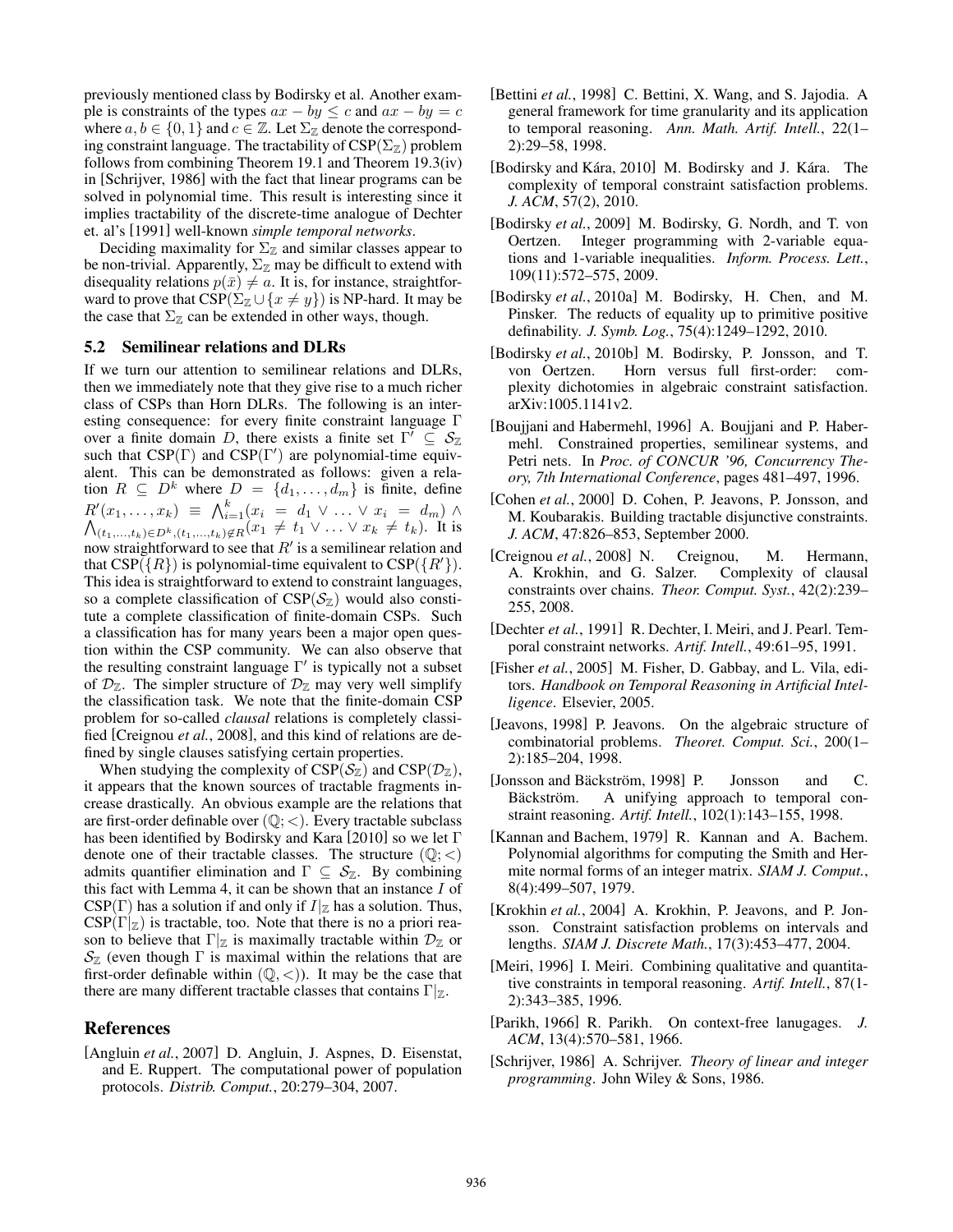previously mentioned class by Bodirsky et al. Another example is constraints of the types $ax - by \leq c$ and $ax - by = c$ where $a, b \in \{0, 1\}$ and $c \in \mathbb{Z}$. Let $\Sigma_{\mathbb{Z}}$ denote the corresponding constraint language. The tractability of $\mathrm{CSP}(\Sigma_{\mathbb{Z}})$ problem follows from combining Theorem 19.1 and Theorem 19.3(iv) in [Schrijver, 1986] with the fact that linear programs can be solved in polynomial time. This result is interesting since it implies tractability of the discrete-time analogue of Dechter et. al's [1991] well-known *simple temporal networks*.

Deciding maximality for $\Sigma_{\mathbb{Z}}$ and similar classes appear to be non-trivial. Apparently, $\Sigma_{\mathbb{Z}}$ may be difficult to extend with disequality relations $p(\bar{x}) \neq a$. It is, for instance, straightforward to prove that $\mathrm{CSP}(\Sigma_{\mathbb{Z}} \cup \{x \neq y\})$ is NP-hard. It may be the case that $\Sigma_{\mathbb{Z}}$ can be extended in other ways, though.

### 5.2 Semilinear relations and DLRs

If we turn our attention to semilinear relations and DLRs, then we immediately note that they give rise to a much richer class of CSPs than Horn DLRs. The following is an interesting consequence: for every finite constraint language $\Gamma$ over a finite domain $D$, there exists a finite set $\Gamma' \subseteq \mathcal{S}_{\mathbb{Z}}$ such that $\mathrm{CSP}(\Gamma)$ and $\mathrm{CSP}(\Gamma')$ are polynomial-time equivalent. This can be demonstrated as follows: given a relation $R \subseteq D^k$ where $D = \{d_1, \ldots, d_m\}$ is finite, define $R'(x_1, \ldots, x_k) \equiv \bigwedge_{i=1}^{k}(x_i = d_1 \vee \ldots \vee x_i = d_m) \wedge \bigwedge_{(t_1,\ldots,t_k) \in D^k, (t_1,\ldots,t_k) \notin R}(x_1 \neq t_1 \vee \ldots \vee x_k \neq t_k)$. It is now straightforward to see that $R'$ is a semilinear relation and that $\mathrm{CSP}(\{R\})$ is polynomial-time equivalent to $\mathrm{CSP}(\{R'\})$. This idea is straightforward to extend to constraint languages, so a complete classification of $\mathrm{CSP}(\mathcal{S}_{\mathbb{Z}})$ would also constitute a complete classification of finite-domain CSPs. Such a classification has for many years been a major open question within the CSP community. We can also observe that the resulting constraint language $\Gamma'$ is typically not a subset of $\mathcal{D}_{\mathbb{Z}}$. The simpler structure of $\mathcal{D}_{\mathbb{Z}}$ may very well simplify the classification task. We note that the finite-domain CSP problem for so-called *clausal* relations is completely classified [Creignou *et al.*, 2008], and this kind of relations are defined by single clauses satisfying certain properties.

When studying the complexity of $\mathrm{CSP}(\mathcal{S}_{\mathbb{Z}})$ and $\mathrm{CSP}(\mathcal{D}_{\mathbb{Z}})$, it appears that the known sources of tractable fragments increase drastically. An obvious example are the relations that are first-order definable over $(\mathbb{Q}; <)$. Every tractable subclass has been identified by Bodirsky and Kara [2010] so we let $\Gamma$ denote one of their tractable classes. The structure $(\mathbb{Q}; <)$ admits quantifier elimination and $\Gamma \subseteq \mathcal{S}_{\mathbb{Z}}$. By combining this fact with Lemma 4, it can be shown that an instance $I$ of $\mathrm{CSP}(\Gamma)$ has a solution if and only if $I|_{\mathbb{Z}}$ has a solution. Thus, $\mathrm{CSP}(\Gamma|_{\mathbb{Z}})$ is tractable, too. Note that there is no a priori reason to believe that $\Gamma|_{\mathbb{Z}}$ is maximally tractable within $\mathcal{D}_{\mathbb{Z}}$ or $\mathcal{S}_{\mathbb{Z}}$ (even though $\Gamma$ is maximal within the relations that are first-order definable within $(\mathbb{Q}, <)$). It may be the case that there are many different tractable classes that contains $\Gamma|_{\mathbb{Z}}$.

## References

[Angluin *et al.*, 2007] D. Angluin, J. Aspnes, D. Eisenstat, and E. Ruppert. The computational power of population protocols. *Distrib. Comput.*, 20:279–304, 2007.

[Bettini *et al.*, 1998] C. Bettini, X. Wang, and S. Jajodia. A general framework for time granularity and its application to temporal reasoning. *Ann. Math. Artif. Intell.*, 22(1–2):29–58, 1998.

[Bodirsky and Kára, 2010] M. Bodirsky and J. Kára. The complexity of temporal constraint satisfaction problems. *J. ACM*, 57(2), 2010.

[Bodirsky *et al.*, 2009] M. Bodirsky, G. Nordh, and T. von Oertzen. Integer programming with 2-variable equations and 1-variable inequalities. *Inform. Process. Lett.*, 109(11):572–575, 2009.

[Bodirsky *et al.*, 2010a] M. Bodirsky, H. Chen, and M. Pinsker. The reducts of equality up to primitive positive definability. *J. Symb. Log.*, 75(4):1249–1292, 2010.

[Bodirsky *et al.*, 2010b] M. Bodirsky, P. Jonsson, and T. von Oertzen. Horn versus full first-order: complexity dichotomies in algebraic constraint satisfaction. arXiv:1005.1141v2.

[Boujjani and Habermehl, 1996] A. Boujjani and P. Habermehl. Constrained properties, semilinear systems, and Petri nets. In *Proc. of CONCUR '96, Concurrency Theory, 7th International Conference*, pages 481–497, 1996.

[Cohen *et al.*, 2000] D. Cohen, P. Jeavons, P. Jonsson, and M. Koubarakis. Building tractable disjunctive constraints. *J. ACM*, 47:826–853, September 2000.

[Creignou *et al.*, 2008] N. Creignou, M. Hermann, A. Krokhin, and G. Salzer. Complexity of clausal constraints over chains. *Theor. Comput. Syst.*, 42(2):239–255, 2008.

[Dechter *et al.*, 1991] R. Dechter, I. Meiri, and J. Pearl. Temporal constraint networks. *Artif. Intell.*, 49:61–95, 1991.

[Fisher *et al.*, 2005] M. Fisher, D. Gabbay, and L. Vila, editors. *Handbook on Temporal Reasoning in Artificial Intelligence*. Elsevier, 2005.

[Jeavons, 1998] P. Jeavons. On the algebraic structure of combinatorial problems. *Theoret. Comput. Sci.*, 200(1–2):185–204, 1998.

[Jonsson and Bäckström, 1998] P. Jonsson and C. Bäckström. A unifying approach to temporal constraint reasoning. *Artif. Intell.*, 102(1):143–155, 1998.

[Kannan and Bachem, 1979] R. Kannan and A. Bachem. Polynomial algorithms for computing the Smith and Hermite normal forms of an integer matrix. *SIAM J. Comput.*, 8(4):499–507, 1979.

[Krokhin *et al.*, 2004] A. Krokhin, P. Jeavons, and P. Jonsson. Constraint satisfaction problems on intervals and lengths. *SIAM J. Discrete Math.*, 17(3):453–477, 2004.

[Meiri, 1996] I. Meiri. Combining qualitative and quantitative constraints in temporal reasoning. *Artif. Intell.*, 87(1-2):343–385, 1996.

[Parikh, 1966] R. Parikh. On context-free lanugages. *J. ACM*, 13(4):570–581, 1966.

[Schrijver, 1986] A. Schrijver. *Theory of linear and integer programming*. John Wiley & Sons, 1986.